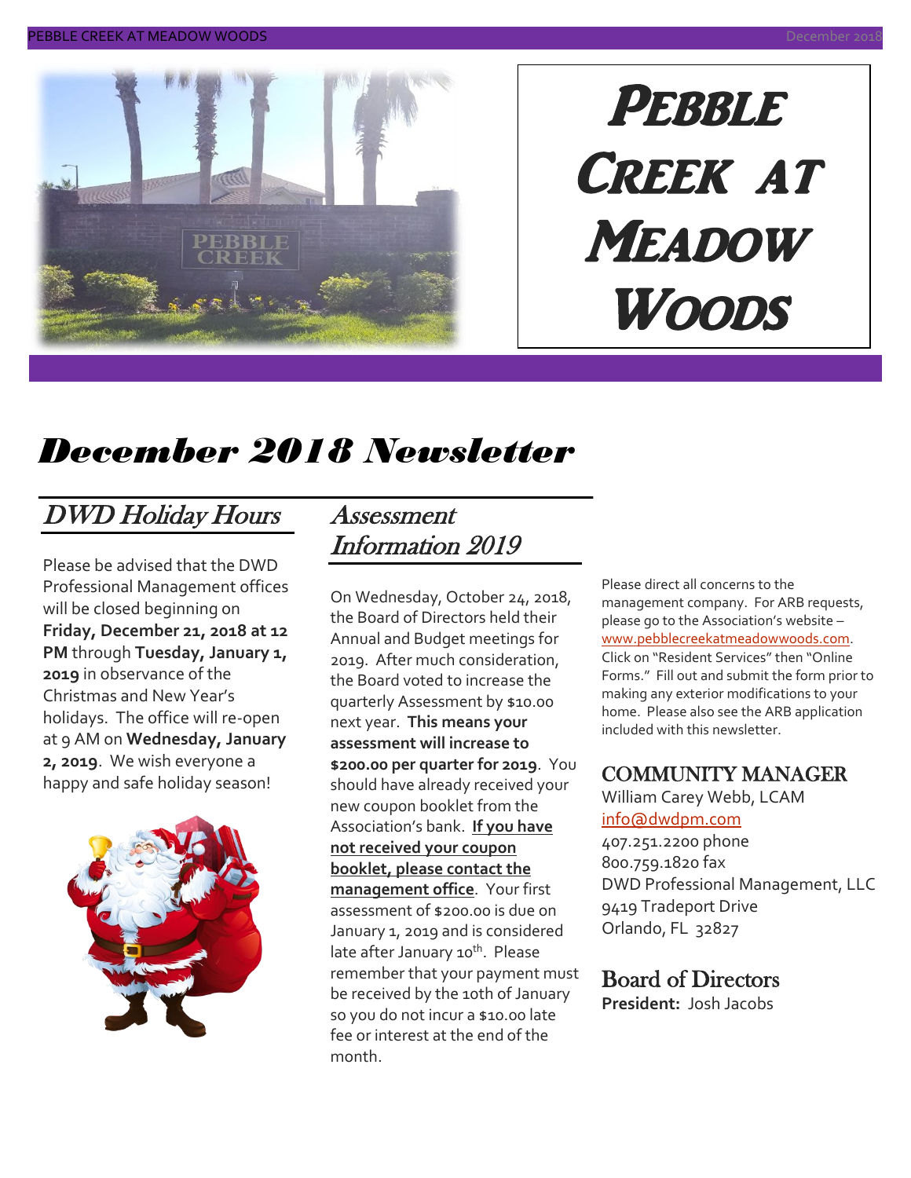# Pebble Creek at Meadow Woods

# December 2018 Newsletter

## DWD Holiday Hours

Please be advised that the DWD Professional Management offices will be closed beginning on **Friday, December 21, 2018 at 12 PM** through **Tuesday, January 1, 2019** in observance of the Christmas and New Year's holidays. The office will re-open at 9 AM on **Wednesday, January 2, 2019**. We wish everyone a happy and safe holiday season!

## Assessment Information 2019

On Wednesday, October 24, 2018, the Board of Directors held their Annual and Budget meetings for 2019. After much consideration, the Board voted to increase the quarterly Assessment by $10.00 next year. **This means your assessment will increase to $200.00 per quarter for 2019**. You should have already received your new coupon booklet from the Association's bank. **If you have not received your coupon booklet, please contact the management office**. Your first assessment of $200.00 is due on January 1, 2019 and is considered late after January 10th. Please remember that your payment must be received by the 10th of January so you do not incur a $10.00 late fee or interest at the end of the month.

Please direct all concerns to the management company. For ARB requests, please go to the Association's website – www.pebblecreekatmeadowwoods.com. Click on "Resident Services" then "Online Forms." Fill out and submit the form prior to making any exterior modifications to your home. Please also see the ARB application included with this newsletter.

## COMMUNITY MANAGER

William Carey Webb, LCAM
info@dwdpm.com
407.251.2200 phone
800.759.1820 fax
DWD Professional Management, LLC
9419 Tradeport Drive
Orlando, FL 32827

## Board of Directors

**President:** Josh Jacobs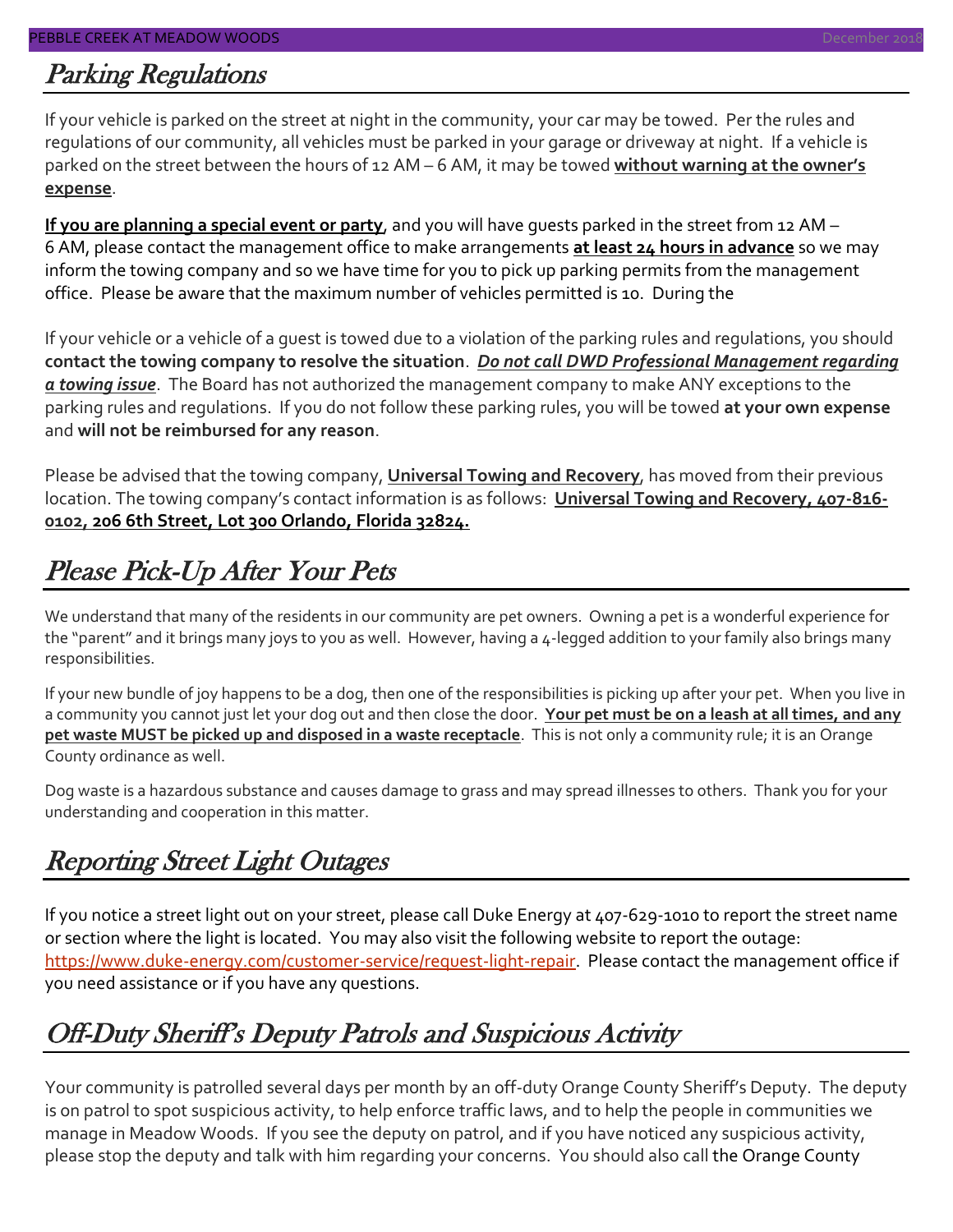## Parking Regulations

If your vehicle is parked on the street at night in the community, your car may be towed. Per the rules and regulations of our community, all vehicles must be parked in your garage or driveway at night. If a vehicle is parked on the street between the hours of 12 AM – 6 AM, it may be towed **without warning at the owner's expense**.

**If you are planning a special event or party**, and you will have guests parked in the street from 12 AM – 6 AM, please contact the management office to make arrangements **at least 24 hours in advance** so we may inform the towing company and so we have time for you to pick up parking permits from the management office. Please be aware that the maximum number of vehicles permitted is 10. During the

If your vehicle or a vehicle of a guest is towed due to a violation of the parking rules and regulations, you should **contact the towing company to resolve the situation**. ***Do not call DWD Professional Management regarding a towing issue***. The Board has not authorized the management company to make ANY exceptions to the parking rules and regulations. If you do not follow these parking rules, you will be towed **at your own expense** and **will not be reimbursed for any reason**.

Please be advised that the towing company, **Universal Towing and Recovery**, has moved from their previous location. The towing company's contact information is as follows: **Universal Towing and Recovery, 407-816-0102, 206 6th Street, Lot 300 Orlando, Florida 32824.**

## Please Pick-Up After Your Pets

We understand that many of the residents in our community are pet owners. Owning a pet is a wonderful experience for the "parent" and it brings many joys to you as well. However, having a 4-legged addition to your family also brings many responsibilities.

If your new bundle of joy happens to be a dog, then one of the responsibilities is picking up after your pet. When you live in a community you cannot just let your dog out and then close the door. **Your pet must be on a leash at all times, and any pet waste MUST be picked up and disposed in a waste receptacle**. This is not only a community rule; it is an Orange County ordinance as well.

Dog waste is a hazardous substance and causes damage to grass and may spread illnesses to others. Thank you for your understanding and cooperation in this matter.

## Reporting Street Light Outages

If you notice a street light out on your street, please call Duke Energy at 407-629-1010 to report the street name or section where the light is located. You may also visit the following website to report the outage: https://www.duke-energy.com/customer-service/request-light-repair. Please contact the management office if you need assistance or if you have any questions.

## Off-Duty Sheriff's Deputy Patrols and Suspicious Activity

Your community is patrolled several days per month by an off-duty Orange County Sheriff's Deputy. The deputy is on patrol to spot suspicious activity, to help enforce traffic laws, and to help the people in communities we manage in Meadow Woods. If you see the deputy on patrol, and if you have noticed any suspicious activity, please stop the deputy and talk with him regarding your concerns. You should also call the Orange County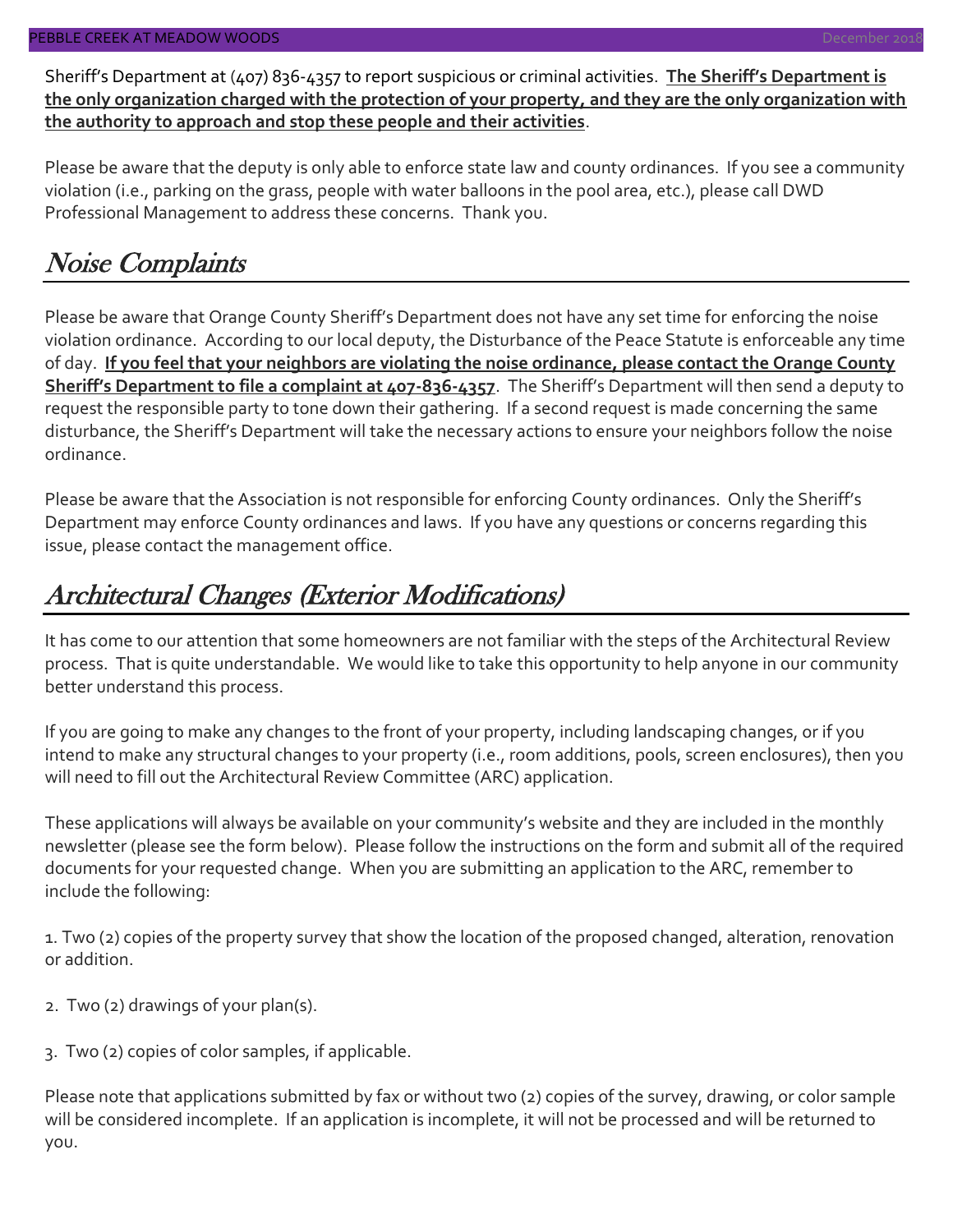Sheriff's Department at (407) 836-4357 to report suspicious or criminal activities. **The Sheriff's Department is the only organization charged with the protection of your property, and they are the only organization with the authority to approach and stop these people and their activities**.

Please be aware that the deputy is only able to enforce state law and county ordinances. If you see a community violation (i.e., parking on the grass, people with water balloons in the pool area, etc.), please call DWD Professional Management to address these concerns. Thank you.

## *Noise Complaints*

Please be aware that Orange County Sheriff's Department does not have any set time for enforcing the noise violation ordinance. According to our local deputy, the Disturbance of the Peace Statute is enforceable any time of day. **If you feel that your neighbors are violating the noise ordinance, please contact the Orange County Sheriff's Department to file a complaint at 407-836-4357**. The Sheriff's Department will then send a deputy to request the responsible party to tone down their gathering. If a second request is made concerning the same disturbance, the Sheriff's Department will take the necessary actions to ensure your neighbors follow the noise ordinance.

Please be aware that the Association is not responsible for enforcing County ordinances. Only the Sheriff's Department may enforce County ordinances and laws. If you have any questions or concerns regarding this issue, please contact the management office.

## *Architectural Changes (Exterior Modifications)*

It has come to our attention that some homeowners are not familiar with the steps of the Architectural Review process. That is quite understandable. We would like to take this opportunity to help anyone in our community better understand this process.

If you are going to make any changes to the front of your property, including landscaping changes, or if you intend to make any structural changes to your property (i.e., room additions, pools, screen enclosures), then you will need to fill out the Architectural Review Committee (ARC) application.

These applications will always be available on your community's website and they are included in the monthly newsletter (please see the form below). Please follow the instructions on the form and submit all of the required documents for your requested change. When you are submitting an application to the ARC, remember to include the following:

1. Two (2) copies of the property survey that show the location of the proposed changed, alteration, renovation or addition.

2. Two (2) drawings of your plan(s).

3. Two (2) copies of color samples, if applicable.

Please note that applications submitted by fax or without two (2) copies of the survey, drawing, or color sample will be considered incomplete. If an application is incomplete, it will not be processed and will be returned to you.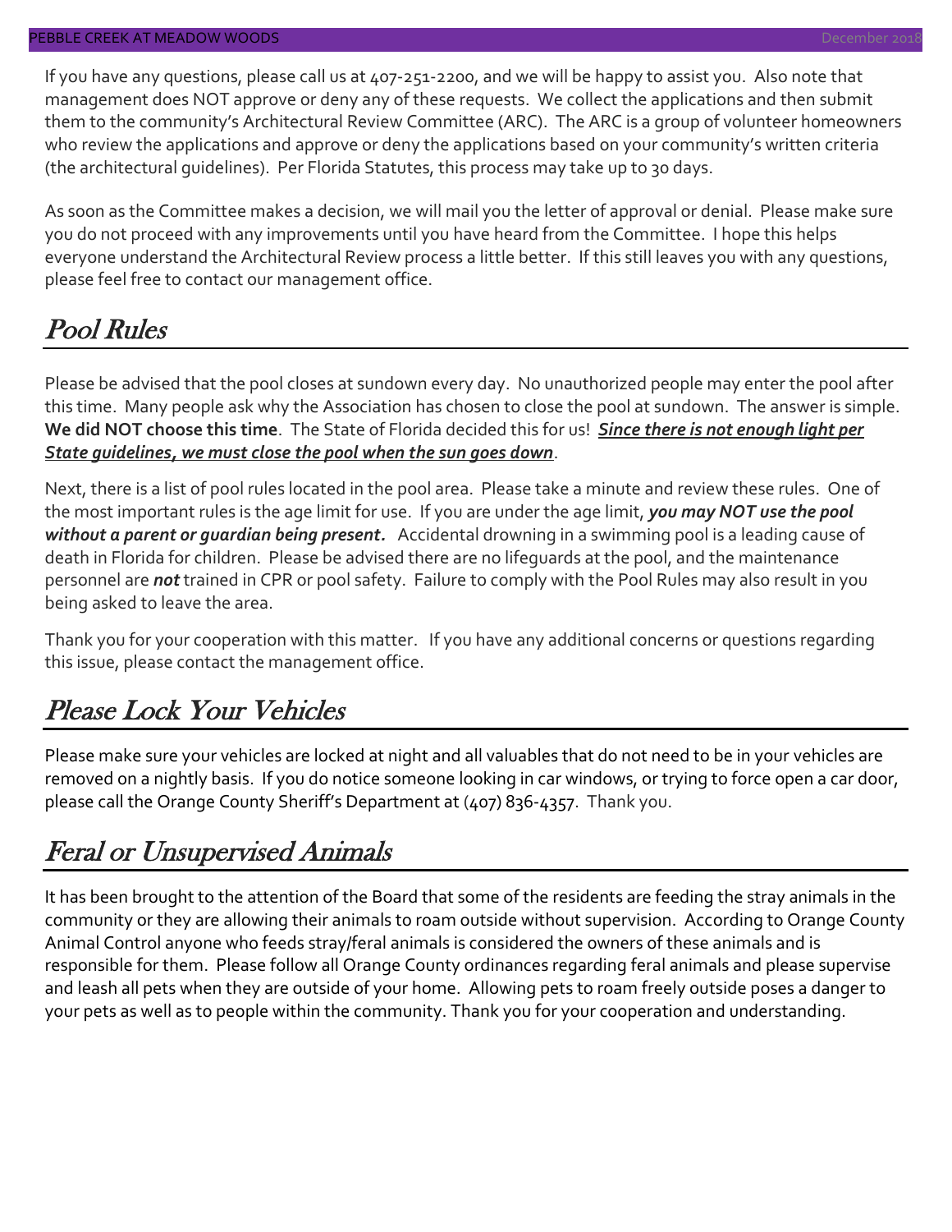If you have any questions, please call us at 407-251-2200, and we will be happy to assist you. Also note that management does NOT approve or deny any of these requests. We collect the applications and then submit them to the community's Architectural Review Committee (ARC). The ARC is a group of volunteer homeowners who review the applications and approve or deny the applications based on your community's written criteria (the architectural guidelines). Per Florida Statutes, this process may take up to 30 days.

As soon as the Committee makes a decision, we will mail you the letter of approval or denial. Please make sure you do not proceed with any improvements until you have heard from the Committee. I hope this helps everyone understand the Architectural Review process a little better. If this still leaves you with any questions, please feel free to contact our management office.

## Pool Rules

Please be advised that the pool closes at sundown every day. No unauthorized people may enter the pool after this time. Many people ask why the Association has chosen to close the pool at sundown. The answer is simple. **We did NOT choose this time**. The State of Florida decided this for us! ***Since there is not enough light per State guidelines, we must close the pool when the sun goes down***.

Next, there is a list of pool rules located in the pool area. Please take a minute and review these rules. One of the most important rules is the age limit for use. If you are under the age limit, ***you may NOT use the pool without a parent or guardian being present.*** Accidental drowning in a swimming pool is a leading cause of death in Florida for children. Please be advised there are no lifeguards at the pool, and the maintenance personnel are ***not*** trained in CPR or pool safety. Failure to comply with the Pool Rules may also result in you being asked to leave the area.

Thank you for your cooperation with this matter. If you have any additional concerns or questions regarding this issue, please contact the management office.

## Please Lock Your Vehicles

Please make sure your vehicles are locked at night and all valuables that do not need to be in your vehicles are removed on a nightly basis. If you do notice someone looking in car windows, or trying to force open a car door, please call the Orange County Sheriff's Department at (407) 836-4357. Thank you.

## Feral or Unsupervised Animals

It has been brought to the attention of the Board that some of the residents are feeding the stray animals in the community or they are allowing their animals to roam outside without supervision. According to Orange County Animal Control anyone who feeds stray/feral animals is considered the owners of these animals and is responsible for them. Please follow all Orange County ordinances regarding feral animals and please supervise and leash all pets when they are outside of your home. Allowing pets to roam freely outside poses a danger to your pets as well as to people within the community. Thank you for your cooperation and understanding.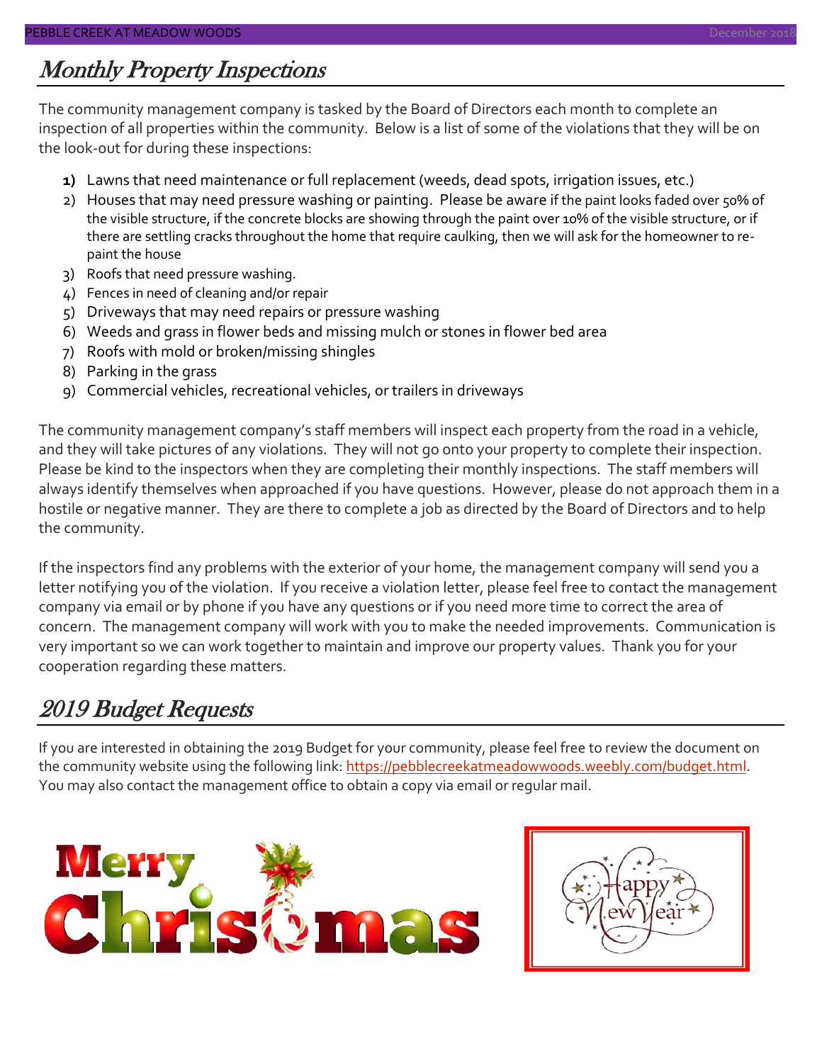## Monthly Property Inspections

The community management company is tasked by the Board of Directors each month to complete an inspection of all properties within the community. Below is a list of some of the violations that they will be on the look-out for during these inspections:

1) Lawns that need maintenance or full replacement (weeds, dead spots, irrigation issues, etc.)
2) Houses that may need pressure washing or painting. Please be aware if the paint looks faded over 50% of the visible structure, if the concrete blocks are showing through the paint over 10% of the visible structure, or if there are settling cracks throughout the home that require caulking, then we will ask for the homeowner to re-paint the house
3) Roofs that need pressure washing.
4) Fences in need of cleaning and/or repair
5) Driveways that may need repairs or pressure washing
6) Weeds and grass in flower beds and missing mulch or stones in flower bed area
7) Roofs with mold or broken/missing shingles
8) Parking in the grass
9) Commercial vehicles, recreational vehicles, or trailers in driveways

The community management company's staff members will inspect each property from the road in a vehicle, and they will take pictures of any violations. They will not go onto your property to complete their inspection. Please be kind to the inspectors when they are completing their monthly inspections. The staff members will always identify themselves when approached if you have questions. However, please do not approach them in a hostile or negative manner. They are there to complete a job as directed by the Board of Directors and to help the community.

If the inspectors find any problems with the exterior of your home, the management company will send you a letter notifying you of the violation. If you receive a violation letter, please feel free to contact the management company via email or by phone if you have any questions or if you need more time to correct the area of concern. The management company will work with you to make the needed improvements. Communication is very important so we can work together to maintain and improve our property values. Thank you for your cooperation regarding these matters.

## 2019 Budget Requests

If you are interested in obtaining the 2019 Budget for your community, please feel free to review the document on the community website using the following link: https://pebblecreekatmeadowwoods.weebly.com/budget.html. You may also contact the management office to obtain a copy via email or regular mail.

Merry Christmas

Happy New Year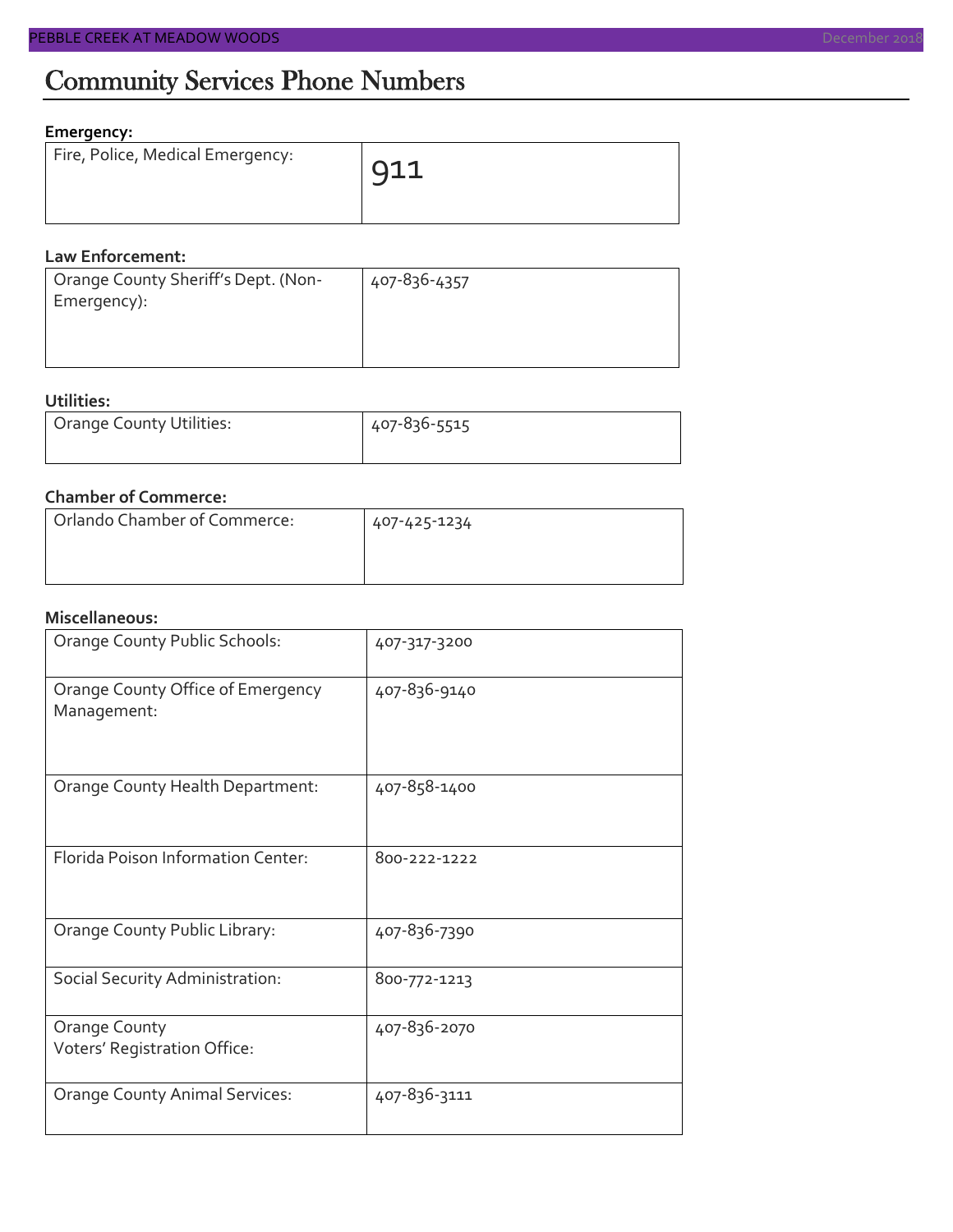# Community Services Phone Numbers

**Emergency:**

| | |
|---|---|
| Fire, Police, Medical Emergency: | 911 |

**Law Enforcement:**

| | |
|---|---|
| Orange County Sheriff's Dept. (Non-Emergency): | 407-836-4357 |

**Utilities:**

| | |
|---|---|
| Orange County Utilities: | 407-836-5515 |

**Chamber of Commerce:**

| | |
|---|---|
| Orlando Chamber of Commerce: | 407-425-1234 |

**Miscellaneous:**

| | |
|---|---|
| Orange County Public Schools: | 407-317-3200 |
| Orange County Office of Emergency Management: | 407-836-9140 |
| Orange County Health Department: | 407-858-1400 |
| Florida Poison Information Center: | 800-222-1222 |
| Orange County Public Library: | 407-836-7390 |
| Social Security Administration: | 800-772-1213 |
| Orange County Voters' Registration Office: | 407-836-2070 |
| Orange County Animal Services: | 407-836-3111 |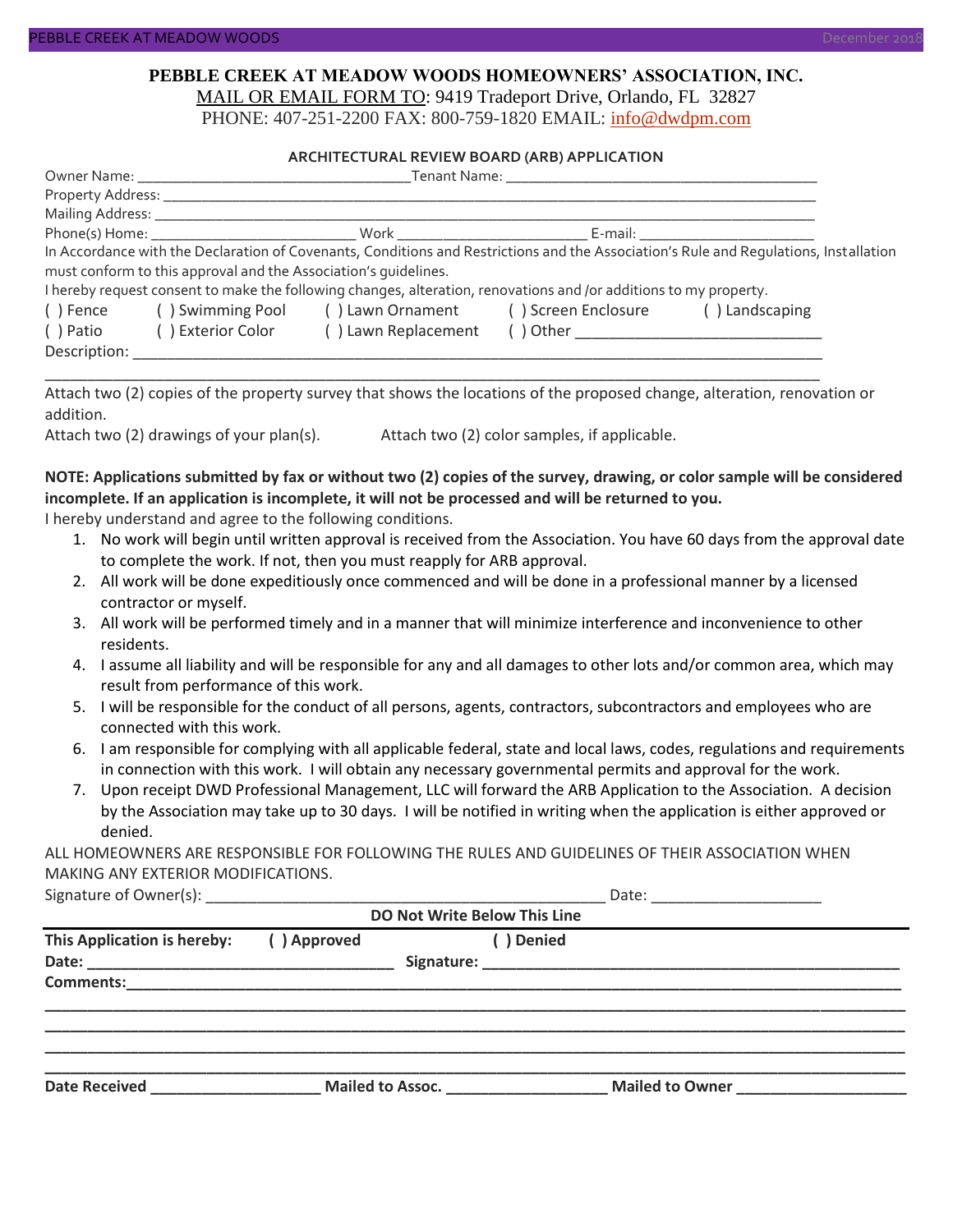**PEBBLE CREEK AT MEADOW WOODS HOMEOWNERS' ASSOCIATION, INC.**

MAIL OR EMAIL FORM TO: 9419 Tradeport Drive, Orlando, FL 32827

PHONE: 407-251-2200 FAX: 800-759-1820 EMAIL: info@dwdpm.com

**ARCHITECTURAL REVIEW BOARD (ARB) APPLICATION**

Owner Name: ___________________________________Tenant Name: ________________________________________

Property Address: ________________________________________________________________________________

Mailing Address: _________________________________________________________________________________

Phone(s) Home: __________________________ Work ________________________ E-mail: ______________________

In Accordance with the Declaration of Covenants, Conditions and Restrictions and the Association's Rule and Regulations, Installation must conform to this approval and the Association's guidelines.

I hereby request consent to make the following changes, alteration, renovations and /or additions to my property.

( ) Fence ( ) Swimming Pool ( ) Lawn Ornament ( ) Screen Enclosure ( ) Landscaping

( ) Patio ( ) Exterior Color ( ) Lawn Replacement ( ) Other ______________________________

Description: _______________________________________________________________________________________

_________________________________________________________________________________________________

Attach two (2) copies of the property survey that shows the locations of the proposed change, alteration, renovation or addition.

Attach two (2) drawings of your plan(s). Attach two (2) color samples, if applicable.

**NOTE: Applications submitted by fax or without two (2) copies of the survey, drawing, or color sample will be considered incomplete. If an application is incomplete, it will not be processed and will be returned to you.**

I hereby understand and agree to the following conditions.

1. No work will begin until written approval is received from the Association. You have 60 days from the approval date to complete the work. If not, then you must reapply for ARB approval.
2. All work will be done expeditiously once commenced and will be done in a professional manner by a licensed contractor or myself.
3. All work will be performed timely and in a manner that will minimize interference and inconvenience to other residents.
4. I assume all liability and will be responsible for any and all damages to other lots and/or common area, which may result from performance of this work.
5. I will be responsible for the conduct of all persons, agents, contractors, subcontractors and employees who are connected with this work.
6. I am responsible for complying with all applicable federal, state and local laws, codes, regulations and requirements in connection with this work. I will obtain any necessary governmental permits and approval for the work.
7. Upon receipt DWD Professional Management, LLC will forward the ARB Application to the Association. A decision by the Association may take up to 30 days. I will be notified in writing when the application is either approved or denied.

ALL HOMEOWNERS ARE RESPONSIBLE FOR FOLLOWING THE RULES AND GUIDELINES OF THEIR ASSOCIATION WHEN MAKING ANY EXTERIOR MODIFICATIONS.

Signature of Owner(s): _________________________________________________ Date: ____________________

**DO Not Write Below This Line**

---

**This Application is hereby: ( ) Approved ( ) Denied**

**Date: ___________________________________ Signature: ___________________________________________________**

**Comments:_________________________________________________________________________________________**

**_________________________________________________________________________________________________**

**_________________________________________________________________________________________________**

**_________________________________________________________________________________________________**

**_________________________________________________________________________________________________**

**Date Received ____________________ Mailed to Assoc. ___________________ Mailed to Owner ____________________**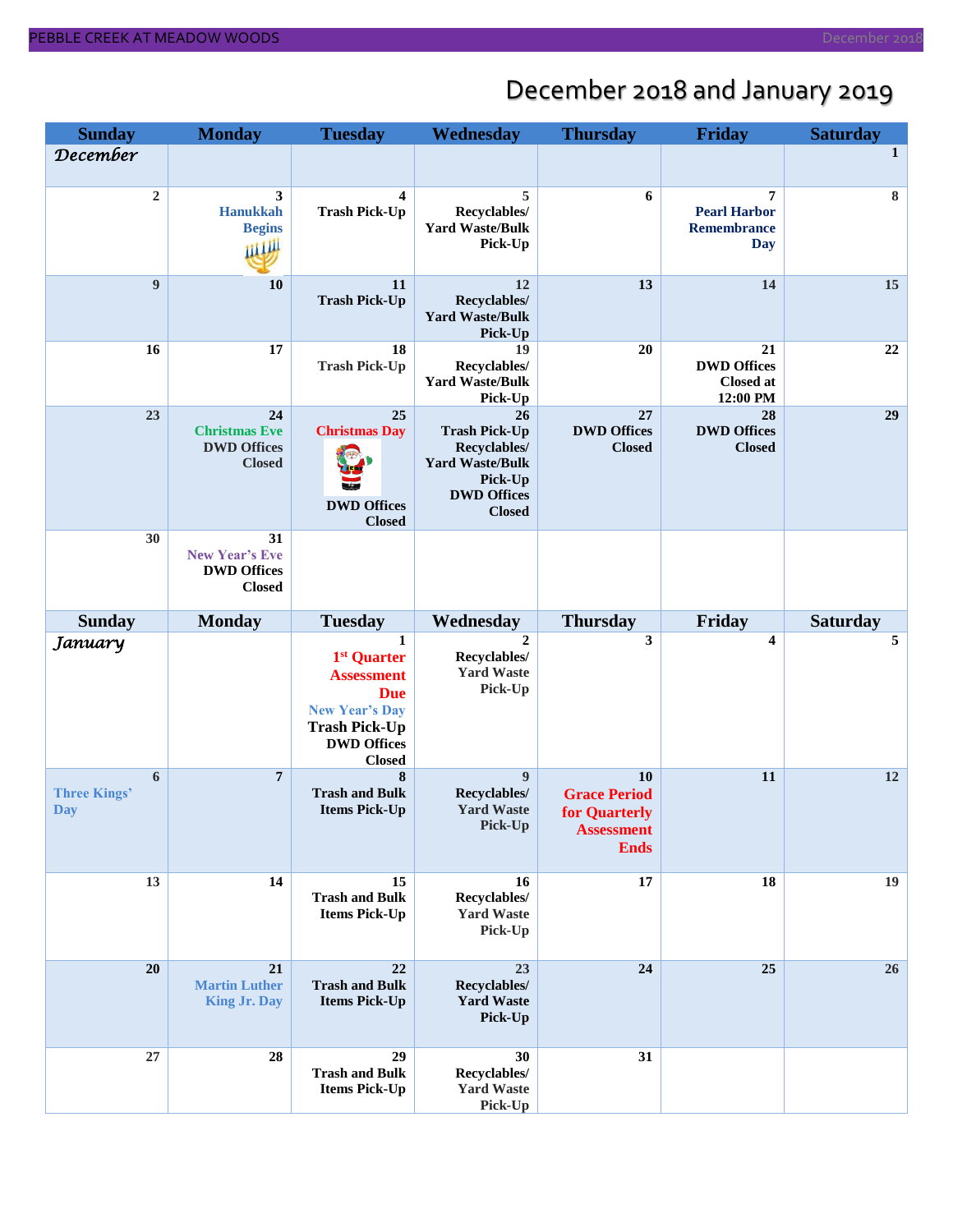# December 2018 and January 2019

| Sunday | Monday | Tuesday | Wednesday | Thursday | Friday | Saturday |
|---|---|---|---|---|---|---|
| *December* | | | | | | 1 |
| 2 | 3 Hanukkah Begins | 4 Trash Pick-Up | 5 Recyclables/ Yard Waste/Bulk Pick-Up | 6 | 7 Pearl Harbor Remembrance Day | 8 |
| 9 | 10 | 11 Trash Pick-Up | 12 Recyclables/ Yard Waste/Bulk Pick-Up | 13 | 14 | 15 |
| 16 | 17 | 18 Trash Pick-Up | 19 Recyclables/ Yard Waste/Bulk Pick-Up | 20 | 21 DWD Offices Closed at 12:00 PM | 22 |
| 23 | 24 Christmas Eve DWD Offices Closed | 25 Christmas Day DWD Offices Closed | 26 Trash Pick-Up Recyclables/ Yard Waste/Bulk Pick-Up DWD Offices Closed | 27 DWD Offices Closed | 28 DWD Offices Closed | 29 |
| 30 | 31 New Year's Eve DWD Offices Closed | | | | | |

| Sunday | Monday | Tuesday | Wednesday | Thursday | Friday | Saturday |
|---|---|---|---|---|---|---|
| *January* | | 1 1st Quarter Assessment Due New Year's Day Trash Pick-Up DWD Offices Closed | 2 Recyclables/ Yard Waste Pick-Up | 3 | 4 | 5 |
| 6 Three Kings' Day | 7 | 8 Trash and Bulk Items Pick-Up | 9 Recyclables/ Yard Waste Pick-Up | 10 Grace Period for Quarterly Assessment Ends | 11 | 12 |
| 13 | 14 | 15 Trash and Bulk Items Pick-Up | 16 Recyclables/ Yard Waste Pick-Up | 17 | 18 | 19 |
| 20 | 21 Martin Luther King Jr. Day | 22 Trash and Bulk Items Pick-Up | 23 Recyclables/ Yard Waste Pick-Up | 24 | 25 | 26 |
| 27 | 28 | 29 Trash and Bulk Items Pick-Up | 30 Recyclables/ Yard Waste Pick-Up | 31 | | |